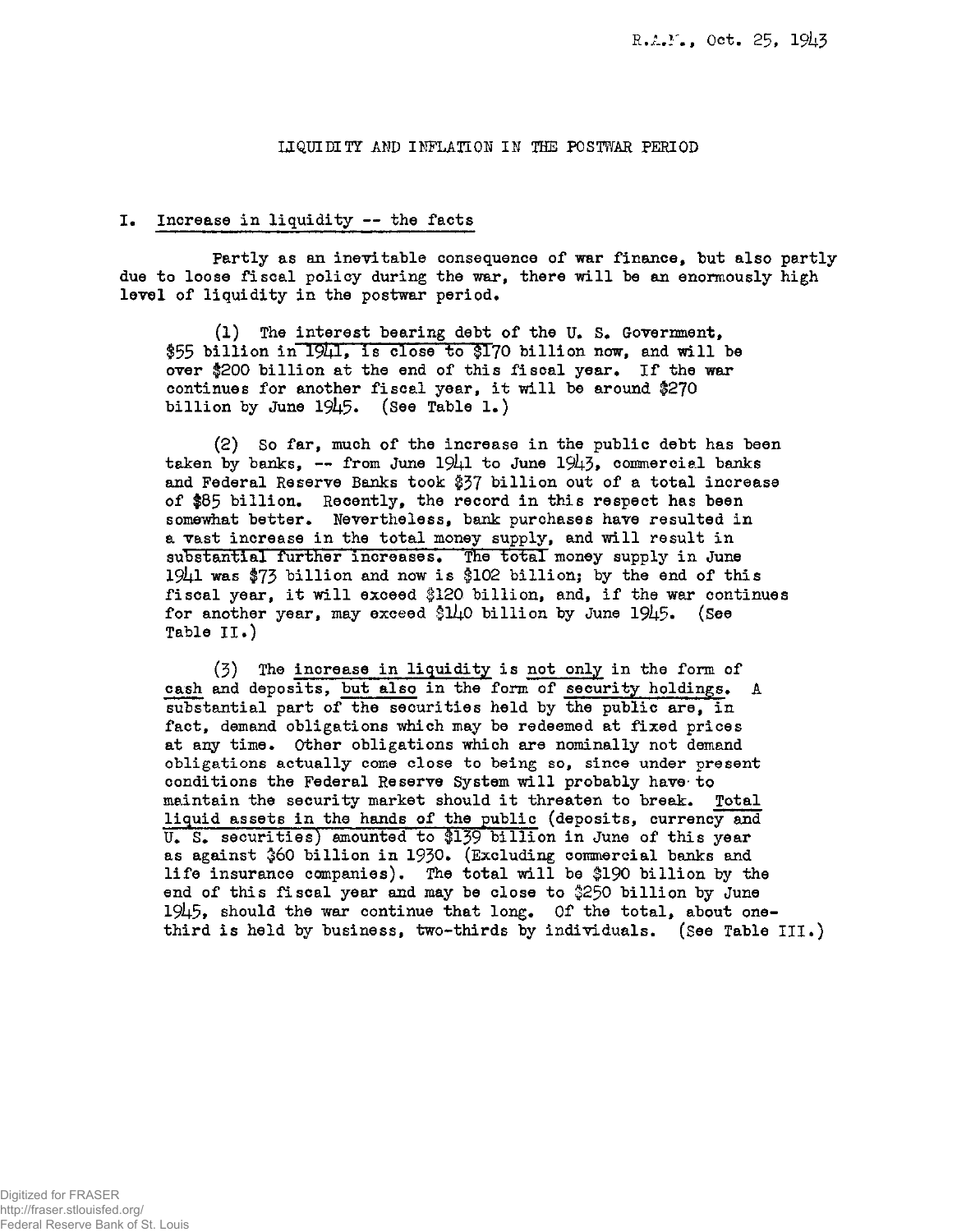R.A.M., Oct. 25, 1943

# LIQUIDITY AND INFLATION IN THE POSTWAR PERIOD

## I. Increase in liquidity -- the facts

Partly as an inevitable consequence of war finance, but also partly due to loose fiscal policy during the war, there will be an enormously high level of liquidity in the postwar period.

(1) The interest bearing debt of the U. S. Government, $55 billion in 1941, is close to $170 billion now, and will be over $200 billion at the end of this fiscal year. If the war continues for another fiscal year, it will be around $270 billion by June 1945. (See Table 1.)

(2) So far, much of the increase in the public debt has been taken by banks, -- from June 1941 to June 1943, commercial banks and Federal Reserve Banks took $37 billion out of a total increase of $85 billion. Recently, the record in this respect has been somewhat better. Nevertheless, bank purchases have resulted in a vast increase in the total money supply, and will result in substantial further increases. The total money supply in June 1941 was $73 billion and now is $102 billion; by the end of this fiscal year, it will exceed $120 billion, and, if the war continues for another year, may exceed $140 billion by June 1945. (See Table II.)

(3) The increase in liquidity is not only in the form of cash and deposits, but also in the form of security holdings. A substantial part of the securities held by the public are, in fact, demand obligations which may be redeemed at fixed prices at any time. Other obligations which are nominally not demand obligations actually come close to being so, since under present conditions the Federal Reserve System will probably have to maintain the security market should it threaten to break. Total liquid assets in the hands of the public (deposits, currency and U. S. securities) amounted to $139 billion in June of this year as against $60 billion in 1930. (Excluding commercial banks and life insurance companies). The total will be $190 billion by the end of this fiscal year and may be close to $250 billion by June 1945, should the war continue that long. Of the total, about one-third is held by business, two-thirds by individuals. (See Table III.)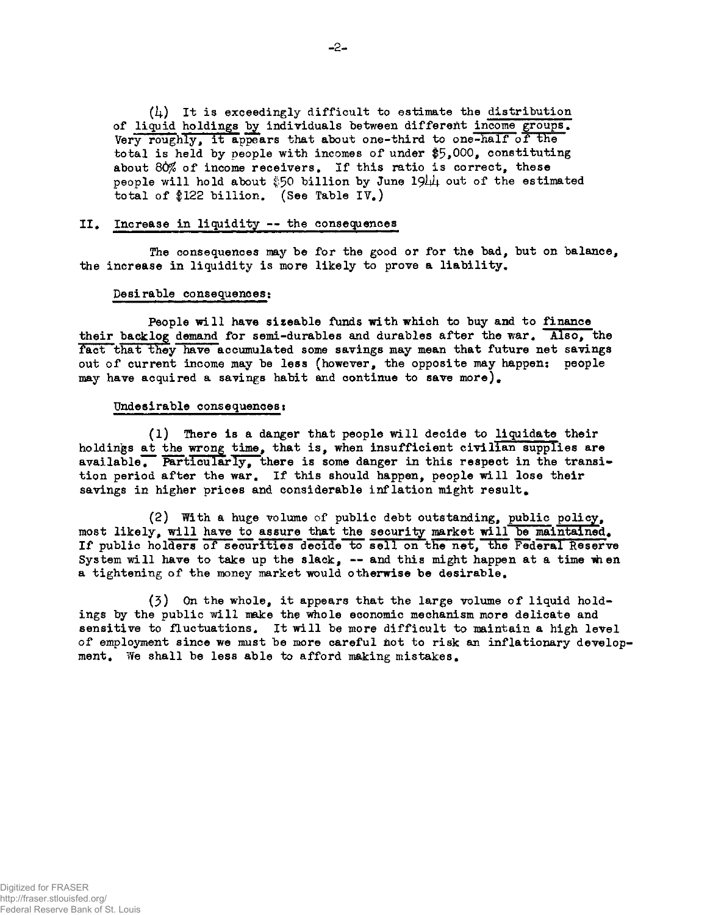(4) It is exceedingly difficult to estimate the distribution of liquid holdings by individuals between different income groups. Very roughly, it appears that about one-third to one-half of the total is held by people with incomes of under $5,000, constituting about 80% of income receivers. If this ratio is correct, these people will hold about $50 billion by June 1944 out of the estimated total of $122 billion. (See Table IV.)

## II. Increase in liquidity -- the consequences

The consequences may be for the good or for the bad, but on balance, the increase in liquidity is more likely to prove a liability.

### Desirable consequences:

People will have sizeable funds with which to buy and to finance their backlog demand for semi-durables and durables after the war. Also, the fact that they have accumulated some savings may mean that future net savings out of current income may be less (however, the opposite may happen: people may have acquired a savings habit and continue to save more).

### Undesirable consequences:

(1) There is a danger that people will decide to liquidate their holdings at the wrong time, that is, when insufficient civilian supplies are available. Particularly, there is some danger in this respect in the transition period after the war. If this should happen, people will lose their savings in higher prices and considerable inflation might result.

(2) With a huge volume of public debt outstanding, public policy, most likely, will have to assure that the security market will be maintained. If public holders of securities decide to sell on the net, the Federal Reserve System will have to take up the slack, -- and this might happen at a time when a tightening of the money market would otherwise be desirable.

(3) On the whole, it appears that the large volume of liquid holdings by the public will make the whole economic mechanism more delicate and sensitive to fluctuations. It will be more difficult to maintain a high level of employment since we must be more careful not to risk an inflationary development. We shall be less able to afford making mistakes.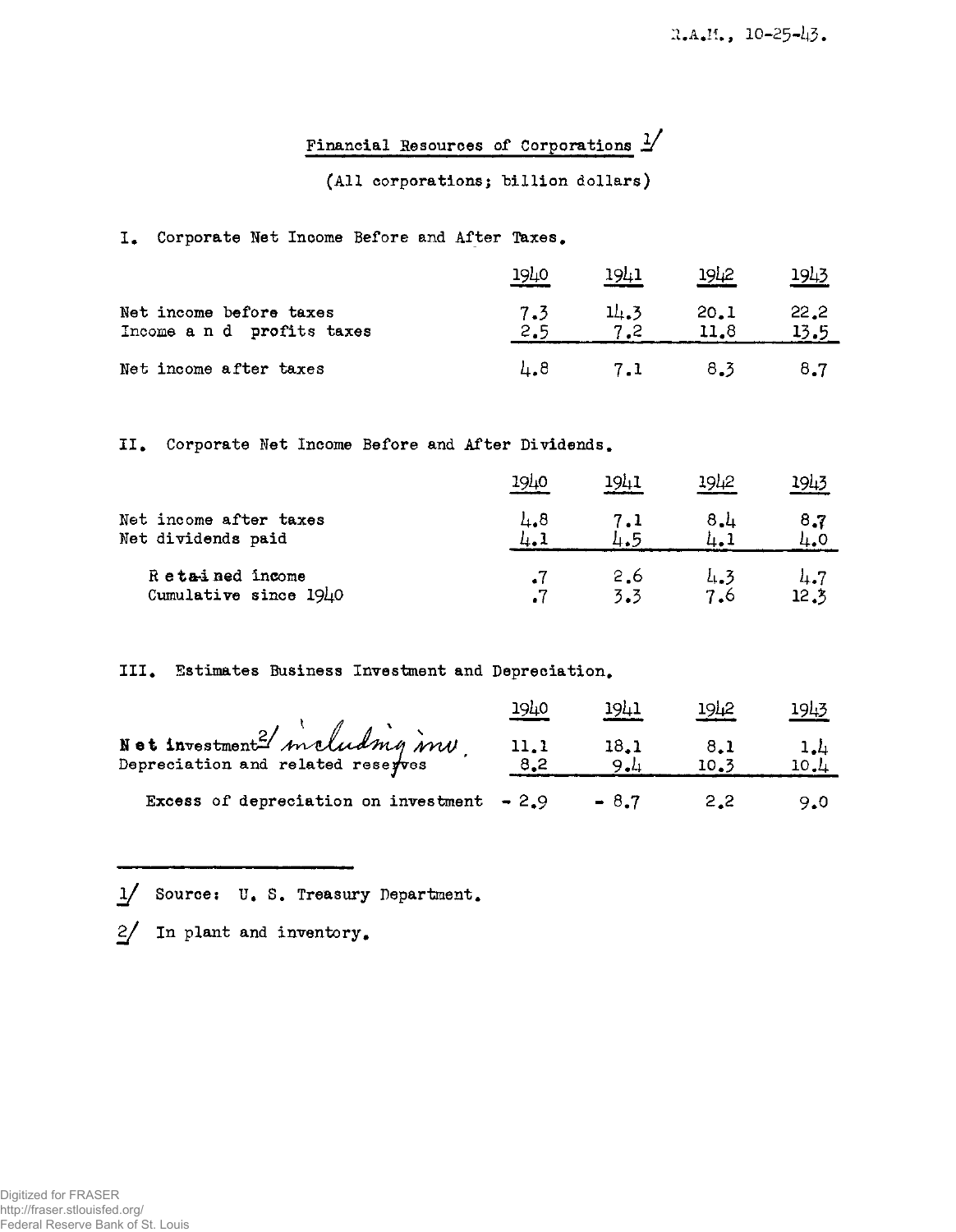R.A.M., 10-25-43.

# Financial Resources of Corporations [1]

(All corporations; billion dollars)

## I. Corporate Net Income Before and After Taxes.

| | 1940 | 1941 | 1942 | 1943 |
|---|---|---|---|---|
| Net income before taxes | 7.3 | 14.3 | 20.1 | 22.2 |
| Income and profits taxes | 2.5 | 7.2 | 11.8 | 13.5 |
| Net income after taxes | 4.8 | 7.1 | 8.3 | 8.7 |

## II. Corporate Net Income Before and After Dividends.

| | 1940 | 1941 | 1942 | 1943 |
|---|---|---|---|---|
| Net income after taxes | 4.8 | 7.1 | 8.4 | 8.7 |
| Net dividends paid | 4.1 | 4.5 | 4.1 | 4.0 |
| Retained income | .7 | 2.6 | 4.3 | 4.7 |
| Cumulative since 1940 | .7 | 3.3 | 7.6 | 12.3 |

## III. Estimates Business Investment and Depreciation.

| | 1940 | 1941 | 1942 | 1943 |
|---|---|---|---|---|
| Net investment[2] *including inv.* | 11.1 | 18.1 | 8.1 | 1.4 |
| Depreciation and related reserves | 8.2 | 9.4 | 10.3 | 10.4 |
| Excess of depreciation on investment | - 2.9 | - 8.7 | 2.2 | 9.0 |

---

1/ Source: U. S. Treasury Department.

2/ In plant and inventory.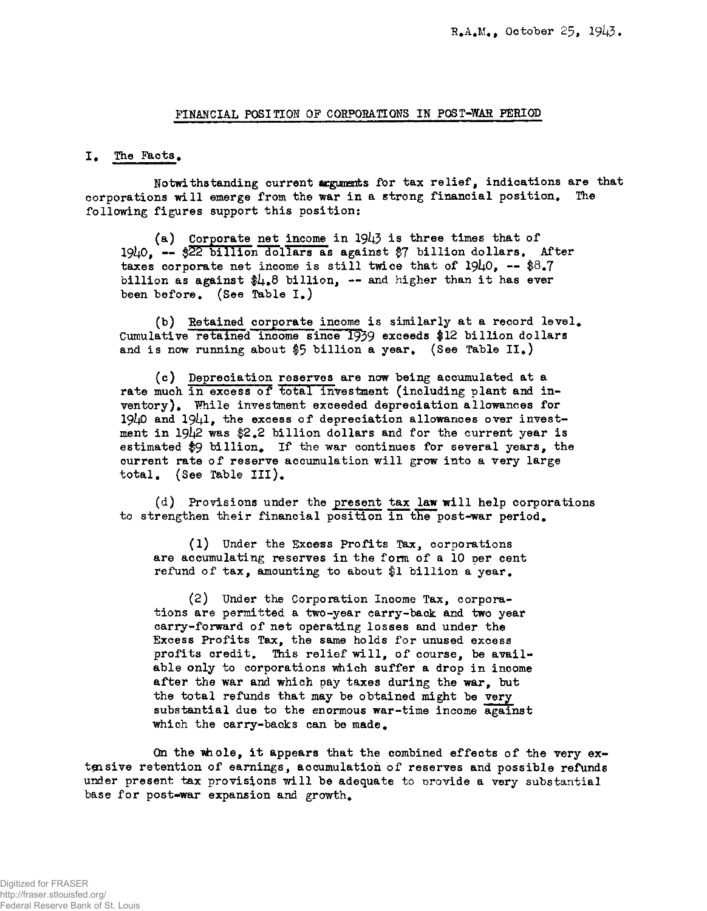R.A.M., October 25, 1943.

## FINANCIAL POSITION OF CORPORATIONS IN POST-WAR PERIOD

### I. The Facts.

Notwithstanding current arguments for tax relief, indications are that corporations will emerge from the war in a strong financial position. The following figures support this position:

(a) Corporate net income in 1943 is three times that of 1940, -- $22 billion dollars as against $7 billion dollars. After taxes corporate net income is still twice that of 1940, -- $8.7 billion as against $4.8 billion, -- and higher than it has ever been before. (See Table I.)

(b) Retained corporate income is similarly at a record level. Cumulative retained income since 1939 exceeds $12 billion dollars and is now running about $5 billion a year. (See Table II.)

(c) Depreciation reserves are now being accumulated at a rate much in excess of total investment (including plant and inventory). While investment exceeded depreciation allowances for 1940 and 1941, the excess of depreciation allowances over investment in 1942 was $2.2 billion dollars and for the current year is estimated $9 billion. If the war continues for several years, the current rate of reserve accumulation will grow into a very large total. (See Table III).

(d) Provisions under the present tax law will help corporations to strengthen their financial position in the post-war period.

(1) Under the Excess Profits Tax, corporations are accumulating reserves in the form of a 10 per cent refund of tax, amounting to about $1 billion a year.

(2) Under the Corporation Income Tax, corporations are permitted a two-year carry-back and two year carry-forward of net operating losses and under the Excess Profits Tax, the same holds for unused excess profits credit. This relief will, of course, be available only to corporations which suffer a drop in income after the war and which pay taxes during the war, but the total refunds that may be obtained might be very substantial due to the enormous war-time income against which the carry-backs can be made.

On the whole, it appears that the combined effects of the very extensive retention of earnings, accumulation of reserves and possible refunds under present tax provisions will be adequate to provide a very substantial base for post-war expansion and growth.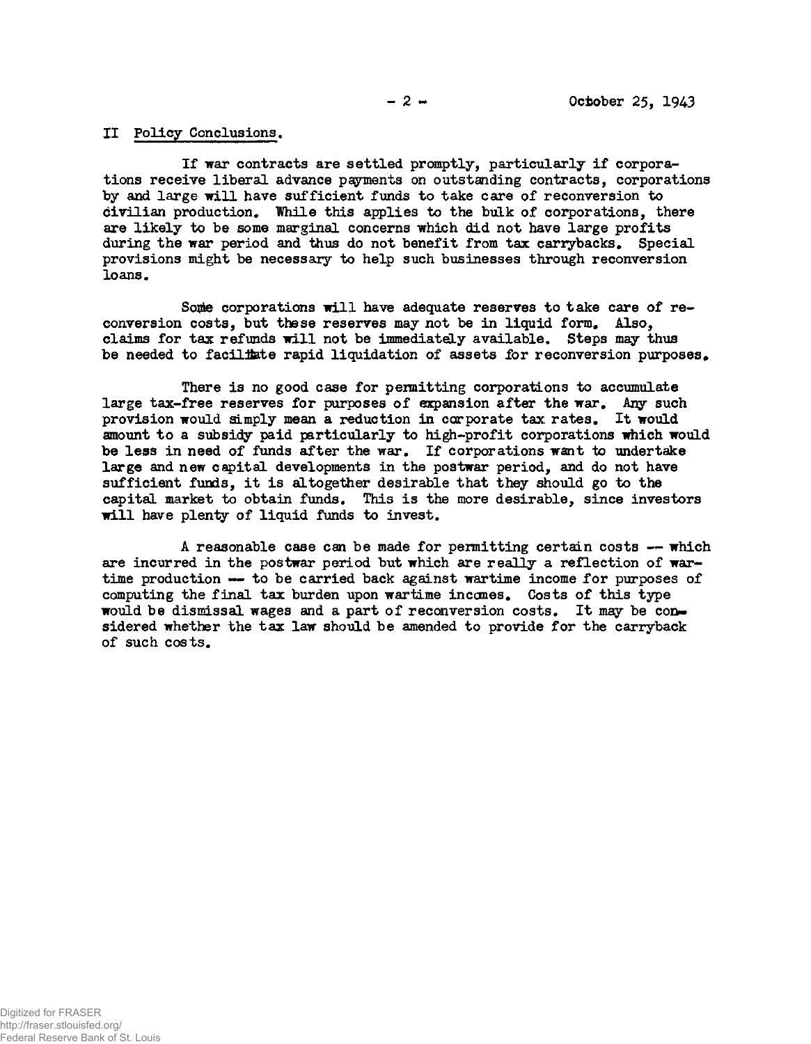## II Policy Conclusions.

If war contracts are settled promptly, particularly if corporations receive liberal advance payments on outstanding contracts, corporations by and large will have sufficient funds to take care of reconversion to civilian production. While this applies to the bulk of corporations, there are likely to be some marginal concerns which did not have large profits during the war period and thus do not benefit from tax carrybacks. Special provisions might be necessary to help such businesses through reconversion loans.

Some corporations will have adequate reserves to take care of reconversion costs, but these reserves may not be in liquid form. Also, claims for tax refunds will not be immediately available. Steps may thus be needed to facilitate rapid liquidation of assets for reconversion purposes.

There is no good case for permitting corporations to accumulate large tax-free reserves for purposes of expansion after the war. Any such provision would simply mean a reduction in corporate tax rates. It would amount to a subsidy paid particularly to high-profit corporations which would be less in need of funds after the war. If corporations want to undertake large and new capital developments in the postwar period, and do not have sufficient funds, it is altogether desirable that they should go to the capital market to obtain funds. This is the more desirable, since investors will have plenty of liquid funds to invest.

A reasonable case can be made for permitting certain costs -- which are incurred in the postwar period but which are really a reflection of wartime production -- to be carried back against wartime income for purposes of computing the final tax burden upon wartime incomes. Costs of this type would be dismissal wages and a part of reconversion costs. It may be considered whether the tax law should be amended to provide for the carryback of such costs.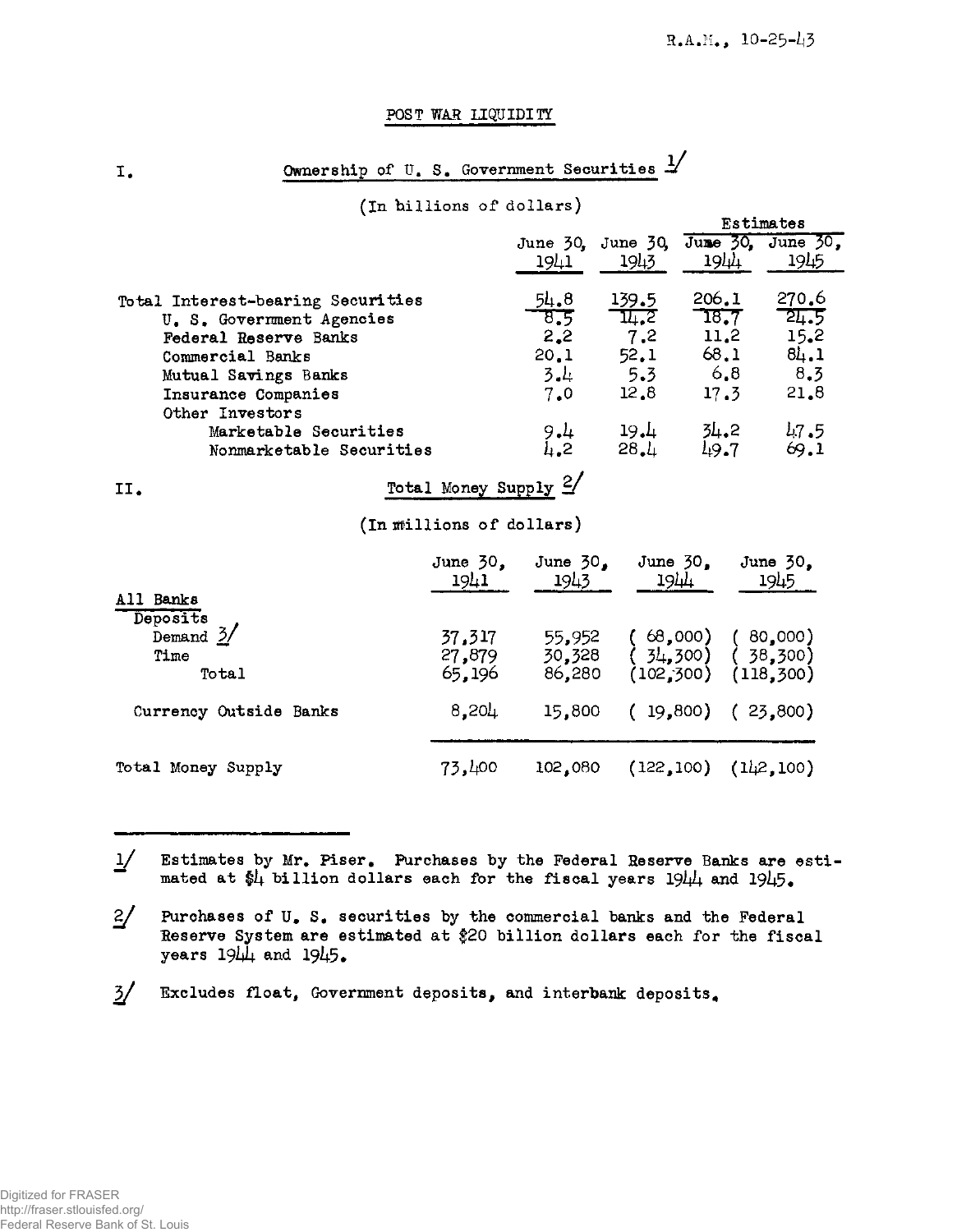R.A.M., 10-25-43

# POST WAR LIQUIDITY

## I. Ownership of U. S. Government Securities [1]

(In billions of dollars)

| | June 30, 1941 | June 30, 1943 | Estimates June 30, 1944 | Estimates June 30, 1945 |
|---|---|---|---|---|
| Total Interest-bearing Securities | 54.8 | 139.5 | 206.1 | 270.6 |
| U. S. Government Agencies | 8.5 | 14.2 | 18.7 | 24.5 |
| Federal Reserve Banks | 2.2 | 7.2 | 11.2 | 15.2 |
| Commercial Banks | 20.1 | 52.1 | 68.1 | 84.1 |
| Mutual Savings Banks | 3.4 | 5.3 | 6.8 | 8.3 |
| Insurance Companies | 7.0 | 12.8 | 17.3 | 21.8 |
| Other Investors | | | | |
| Marketable Securities | 9.4 | 19.4 | 34.2 | 47.5 |
| Nonmarketable Securities | 4.2 | 28.4 | 49.7 | 69.1 |

## II. Total Money Supply [2]

(In millions of dollars)

| | June 30, 1941 | June 30, 1943 | June 30, 1944 | June 30, 1945 |
|---|---|---|---|---|
| All Banks | | | | |
| Deposits | | | | |
| Demand [3] | 37,317 | 55,952 | (68,000) | (80,000) |
| Time | 27,879 | 30,328 | (34,300) | (38,300) |
| Total | 65,196 | 86,280 | (102,300) | (118,300) |
| Currency Outside Banks | 8,204 | 15,800 | (19,800) | (23,800) |
| Total Money Supply | 73,400 | 102,080 | (122,100) | (142,100) |

---

[1] Estimates by Mr. Piser. Purchases by the Federal Reserve Banks are estimated at $4 billion dollars each for the fiscal years 1944 and 1945.

[2] Purchases of U. S. securities by the commercial banks and the Federal Reserve System are estimated at $20 billion dollars each for the fiscal years 1944 and 1945.

[3] Excludes float, Government deposits, and interbank deposits.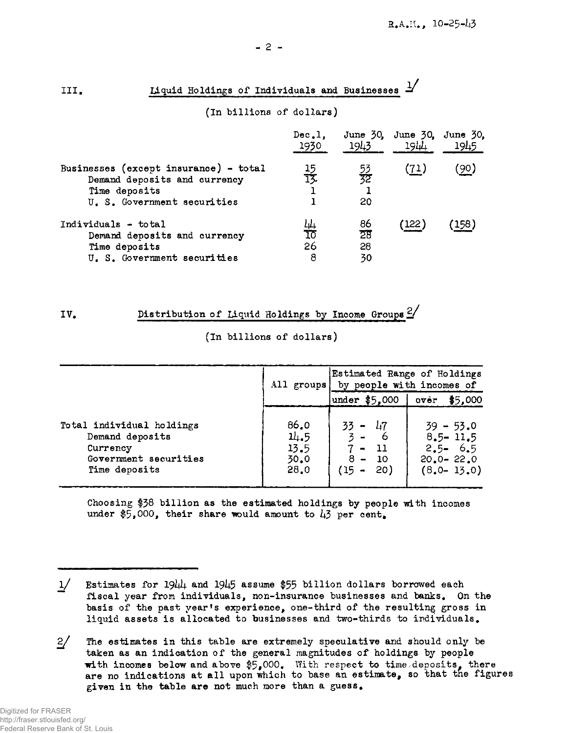## III. Liquid Holdings of Individuals and Businesses [1]

(In billions of dollars)

| | Dec. 1, 1930 | June 30, 1943 | June 30, 1944 | June 30, 1945 |
|---|---|---|---|---|
| Businesses (except insurance) - total | 15 | 53 | (71) | (90) |
| Demand deposits and currency | 13 | 32 | | |
| Time deposits | 1 | 1 | | |
| U. S. Government securities | 1 | 20 | | |
| Individuals - total | 44 | 86 | (122) | (158) |
| Demand deposits and currency | 10 | 28 | | |
| Time deposits | 26 | 28 | | |
| U. S. Government securities | 8 | 30 | | |

## IV. Distribution of Liquid Holdings by Income Groups [2]

(In billions of dollars)

| | All groups | Estimated Range of Holdings by people with incomes of | |
|---|---|---|---|
| | | under $5,000 | over $5,000 |
| Total individual holdings | 86.0 | 33 - 47 | 39 - 53.0 |
| Demand deposits | 14.5 | 3 - 6 | 8.5 - 11.5 |
| Currency | 13.5 | 7 - 11 | 2.5 - 6.5 |
| Government securities | 30.0 | 8 - 10 | 20.0 - 22.0 |
| Time deposits | 28.0 | (15 - 20) | (8.0 - 13.0) |

Choosing $38 billion as the estimated holdings by people with incomes under $5,000, their share would amount to 43 per cent.

---

1/ Estimates for 1944 and 1945 assume $55 billion dollars borrowed each fiscal year from individuals, non-insurance businesses and banks. On the basis of the past year's experience, one-third of the resulting gross in liquid assets is allocated to businesses and two-thirds to individuals.

2/ The estimates in this table are extremely speculative and should only be taken as an indication of the general magnitudes of holdings by people with incomes below and above $5,000. With respect to time deposits, there are no indications at all upon which to base an estimate, so that the figures given in the table are not much more than a guess.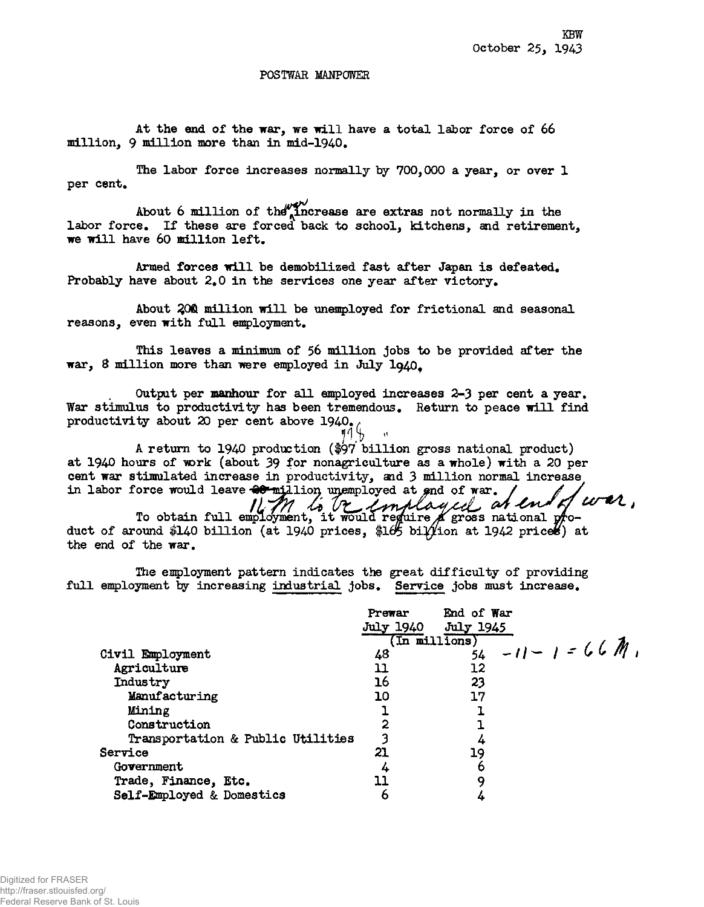KBW
October 25, 1943

POSTWAR MANPOWER

At the end of the war, we will have a total labor force of 66 million, 9 million more than in mid-1940.

The labor force increases normally by 700,000 a year, or over 1 per cent.

About 6 million of the war increase are extras not normally in the labor force. If these are forced back to school, kitchens, and retirement, we will have 60 million left.

Armed forces will be demobilized fast after Japan is defeated. Probably have about 2.0 in the services one year after victory.

About 2.0 million will be unemployed for frictional and seasonal reasons, even with full employment.

This leaves a minimum of 56 million jobs to be provided after the war, 8 million more than were employed in July 1940.

Output per manhour for all employed increases 2-3 per cent a year. War stimulus to productivity has been tremendous. Return to peace will find productivity about 20 per cent above 1940.

A return to 1940 production (~~$97~~ 99 billion gross national product) at 1940 hours of work (about 39 for nonagriculture as a whole) with a 20 per cent war stimulated increase in productivity, and 3 million normal increase in labor force would leave ~~20~~ million unemployed at end of war. 16 M to be employed at end of war.

To obtain full employment, it would require a gross national product of around $140 billion (at 1940 prices, $165 billion at 1942 prices) at the end of the war.

The employment pattern indicates the great difficulty of providing full employment by increasing industrial jobs. Service jobs must increase.

| | Prewar July 1940 | End of War July 1945 | |
|---|---|---|---|
| | (In millions) | | |
| Civil Employment | 48 | 54 | -11 - 1 = 66 M. |
| Agriculture | 11 | 12 | |
| Industry | 16 | 23 | |
| Manufacturing | 10 | 17 | |
| Mining | 1 | 1 | |
| Construction | 2 | 1 | |
| Transportation & Public Utilities | 3 | 4 | |
| Service | 21 | 19 | |
| Government | 4 | 6 | |
| Trade, Finance, Etc. | 11 | 9 | |
| Self-Employed & Domestics | 6 | 4 | |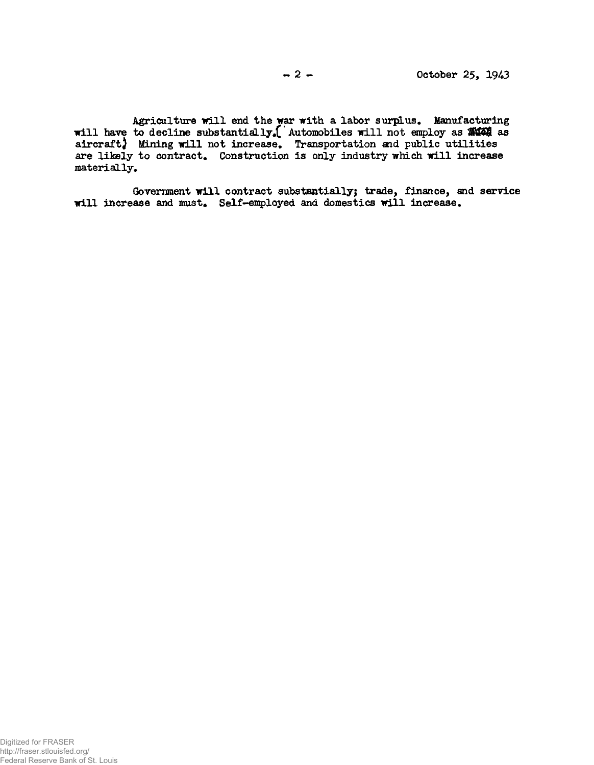Agriculture will end the war with a labor surplus. Manufacturing will have to decline substantially. (Automobiles will not employ as many as aircraft.) Mining will not increase. Transportation and public utilities are likely to contract. Construction is only industry which will increase materially.

Government will contract substantially; trade, finance, and service will increase and must. Self-employed and domestics will increase.